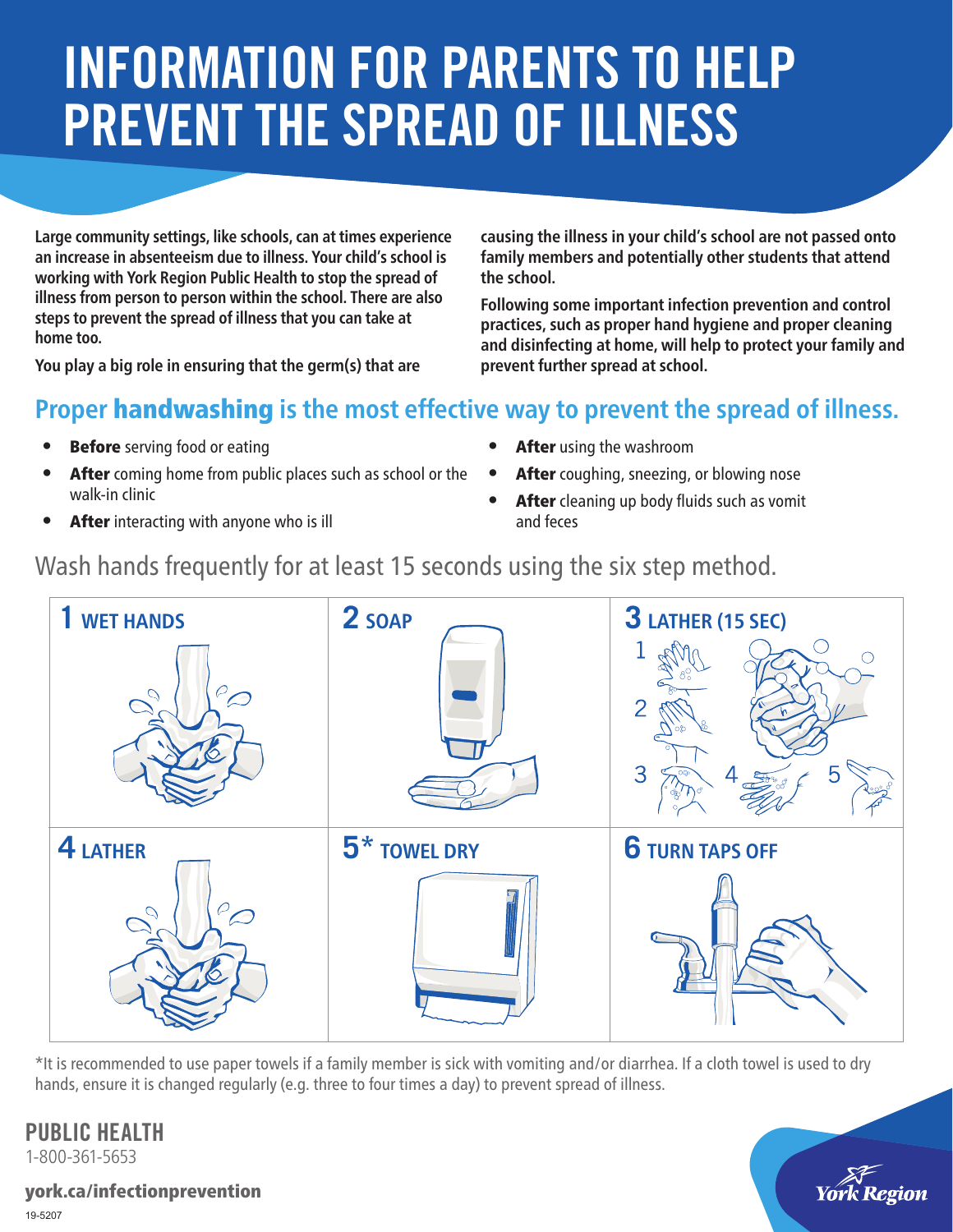# INFORMATION FOR PARENTS TO HELP PREVENT THE SPREAD OF ILLNESS

**Large community settings, like schools, can at times experience an increase in absenteeism due to illness. Your child's school is working with York Region Public Health to stop the spread of illness from person to person within the school. There are also steps to prevent the spread of illness that you can take at home too.**

**You play a big role in ensuring that the germ(s) that are causing the illness in your child's school are not passed onto family members and potentially other students that attend the school.**

**Following some important infection prevention and control practices, such as proper hand hygiene and proper cleaning and disinfecting at home, will help to protect your family and prevent further spread at school.**

## Proper **handwashing** is the most effective way to prevent the spread of illness.

- **Before** serving food or eating
- **After** coming home from public places such as school or the walk-in clinic
- **After** interacting with anyone who is ill
- **After** using the washroom
- **After** coughing, sneezing, or blowing nose
- **After** cleaning up body fluids such as vomit and feces

Wash hands frequently for at least 15 seconds using the six step method.

| | | |
|---|---|---|
| **1 WET HANDS** | **2 SOAP** | **3 LATHER (15 SEC)** |
| **4 LATHER** | **5* TOWEL DRY** | **6 TURN TAPS OFF** |

*It is recommended to use paper towels if a family member is sick with vomiting and/or diarrhea. If a cloth towel is used to dry hands, ensure it is changed regularly (e.g. three to four times a day) to prevent spread of illness.

**PUBLIC HEALTH**
1-800-361-5653

**york.ca/infectionprevention**

19-5207

York Region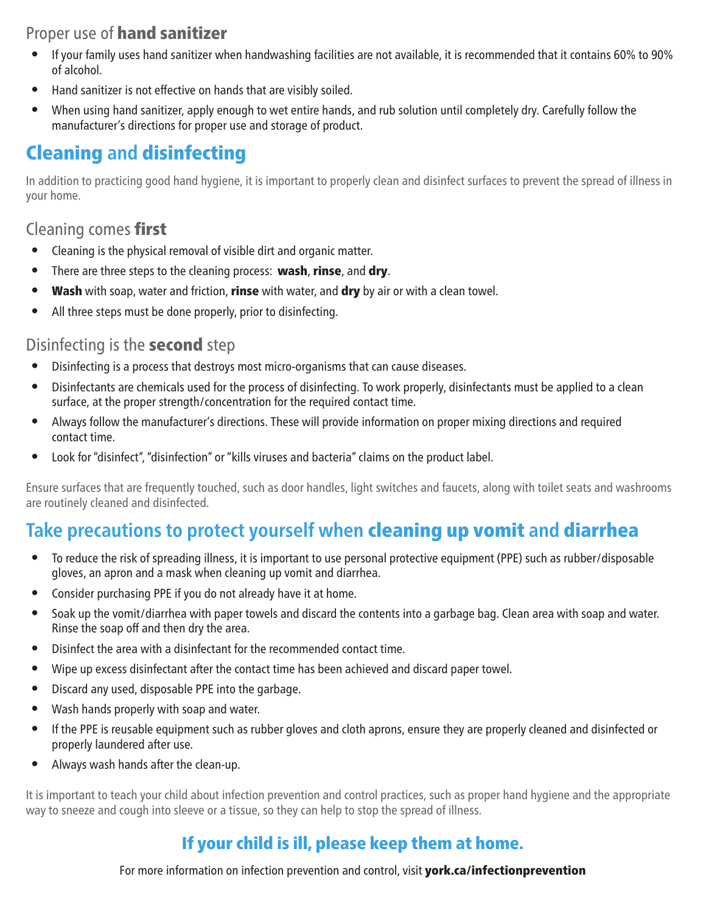### Proper use of **hand sanitizer**

- If your family uses hand sanitizer when handwashing facilities are not available, it is recommended that it contains 60% to 90% of alcohol.
- Hand sanitizer is not effective on hands that are visibly soiled.
- When using hand sanitizer, apply enough to wet entire hands, and rub solution until completely dry. Carefully follow the manufacturer's directions for proper use and storage of product.

## **Cleaning** and **disinfecting**

In addition to practicing good hand hygiene, it is important to properly clean and disinfect surfaces to prevent the spread of illness in your home.

### Cleaning comes **first**

- Cleaning is the physical removal of visible dirt and organic matter.
- There are three steps to the cleaning process: **wash**, **rinse**, and **dry**.
- **Wash** with soap, water and friction, **rinse** with water, and **dry** by air or with a clean towel.
- All three steps must be done properly, prior to disinfecting.

### Disinfecting is the **second** step

- Disinfecting is a process that destroys most micro-organisms that can cause diseases.
- Disinfectants are chemicals used for the process of disinfecting. To work properly, disinfectants must be applied to a clean surface, at the proper strength/concentration for the required contact time.
- Always follow the manufacturer's directions. These will provide information on proper mixing directions and required contact time.
- Look for "disinfect", "disinfection" or "kills viruses and bacteria" claims on the product label.

Ensure surfaces that are frequently touched, such as door handles, light switches and faucets, along with toilet seats and washrooms are routinely cleaned and disinfected.

## Take precautions to protect yourself when **cleaning up vomit** and **diarrhea**

- To reduce the risk of spreading illness, it is important to use personal protective equipment (PPE) such as rubber/disposable gloves, an apron and a mask when cleaning up vomit and diarrhea.
- Consider purchasing PPE if you do not already have it at home.
- Soak up the vomit/diarrhea with paper towels and discard the contents into a garbage bag. Clean area with soap and water. Rinse the soap off and then dry the area.
- Disinfect the area with a disinfectant for the recommended contact time.
- Wipe up excess disinfectant after the contact time has been achieved and discard paper towel.
- Discard any used, disposable PPE into the garbage.
- Wash hands properly with soap and water.
- If the PPE is reusable equipment such as rubber gloves and cloth aprons, ensure they are properly cleaned and disinfected or properly laundered after use.
- Always wash hands after the clean-up.

It is important to teach your child about infection prevention and control practices, such as proper hand hygiene and the appropriate way to sneeze and cough into sleeve or a tissue, so they can help to stop the spread of illness.

## **If your child is ill, please keep them at home.**

For more information on infection prevention and control, visit **york.ca/infectionprevention**